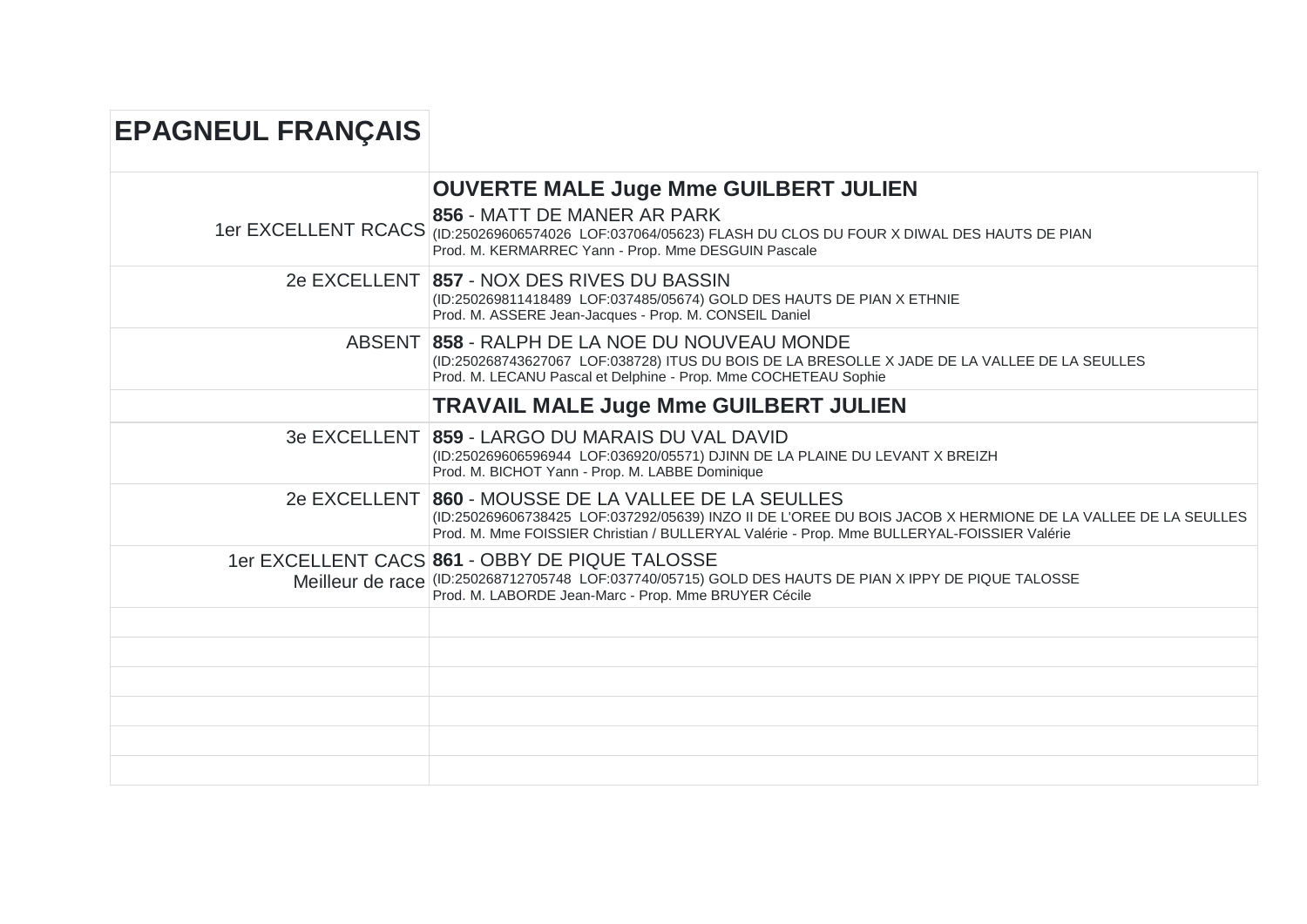# EPAGNEUL FRANÇAIS

| | |
|---|---|
| | **OUVERTE MALE Juge Mme GUILBERT JULIEN** |
| 1er EXCELLENT RCACS | **856** - MATT DE MANER AR PARK<br>(ID:250269606574026 LOF:037064/05623) FLASH DU CLOS DU FOUR X DIWAL DES HAUTS DE PIAN<br>Prod. M. KERMARREC Yann - Prop. Mme DESGUIN Pascale |
| 2e EXCELLENT | **857** - NOX DES RIVES DU BASSIN<br>(ID:250269811418489 LOF:037485/05674) GOLD DES HAUTS DE PIAN X ETHNIE<br>Prod. M. ASSERE Jean-Jacques - Prop. M. CONSEIL Daniel |
| ABSENT | **858** - RALPH DE LA NOE DU NOUVEAU MONDE<br>(ID:250268743627067 LOF:038728) ITUS DU BOIS DE LA BRESOLLE X JADE DE LA VALLEE DE LA SEULLES<br>Prod. M. LECANU Pascal et Delphine - Prop. Mme COCHETEAU Sophie |
| | **TRAVAIL MALE Juge Mme GUILBERT JULIEN** |
| 3e EXCELLENT | **859** - LARGO DU MARAIS DU VAL DAVID<br>(ID:250269606596944 LOF:036920/05571) DJINN DE LA PLAINE DU LEVANT X BREIZH<br>Prod. M. BICHOT Yann - Prop. M. LABBE Dominique |
| 2e EXCELLENT | **860** - MOUSSE DE LA VALLEE DE LA SEULLES<br>(ID:250269606738425 LOF:037292/05639) INZO II DE L'OREE DU BOIS JACOB X HERMIONE DE LA VALLEE DE LA SEULLES<br>Prod. M. Mme FOISSIER Christian / BULLERYAL Valérie - Prop. Mme BULLERYAL-FOISSIER Valérie |
| 1er EXCELLENT CACS<br>Meilleur de race | **861** - OBBY DE PIQUE TALOSSE<br>(ID:250268712705748 LOF:037740/05715) GOLD DES HAUTS DE PIAN X IPPY DE PIQUE TALOSSE<br>Prod. M. LABORDE Jean-Marc - Prop. Mme BRUYER Cécile |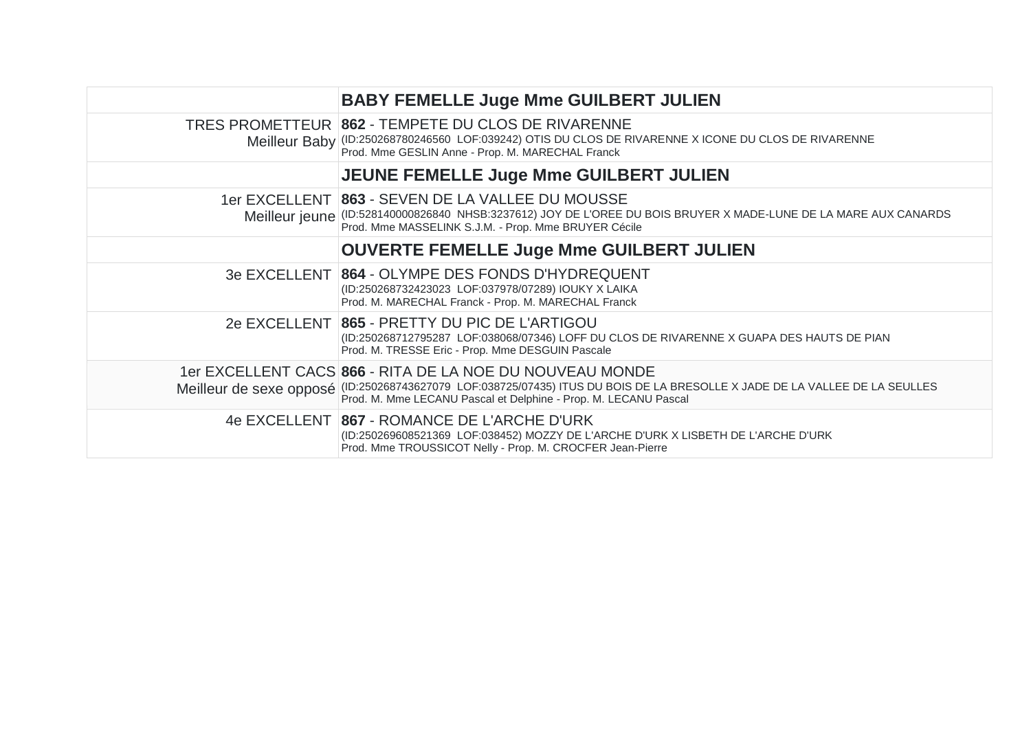| | |
|---|---|
| | **BABY FEMELLE Juge Mme GUILBERT JULIEN** |
| TRES PROMETTEUR<br>Meilleur Baby | **862** - TEMPETE DU CLOS DE RIVARENNE<br>(ID:250268780246560 LOF:039242) OTIS DU CLOS DE RIVARENNE X ICONE DU CLOS DE RIVARENNE<br>Prod. Mme GESLIN Anne - Prop. M. MARECHAL Franck |
| | **JEUNE FEMELLE Juge Mme GUILBERT JULIEN** |
| 1er EXCELLENT<br>Meilleur jeune | **863** - SEVEN DE LA VALLEE DU MOUSSE<br>(ID:528140000826840 NHSB:3237612) JOY DE L'OREE DU BOIS BRUYER X MADE-LUNE DE LA MARE AUX CANARDS<br>Prod. Mme MASSELINK S.J.M. - Prop. Mme BRUYER Cécile |
| | **OUVERTE FEMELLE Juge Mme GUILBERT JULIEN** |
| 3e EXCELLENT | **864** - OLYMPE DES FONDS D'HYDREQUENT<br>(ID:250268732423023 LOF:037978/07289) IOUKY X LAIKA<br>Prod. M. MARECHAL Franck - Prop. M. MARECHAL Franck |
| 2e EXCELLENT | **865** - PRETTY DU PIC DE L'ARTIGOU<br>(ID:250268712795287 LOF:038068/07346) LOFF DU CLOS DE RIVARENNE X GUAPA DES HAUTS DE PIAN<br>Prod. M. TRESSE Eric - Prop. Mme DESGUIN Pascale |
| 1er EXCELLENT CACS<br>Meilleur de sexe opposé | **866** - RITA DE LA NOE DU NOUVEAU MONDE<br>(ID:250268743627079 LOF:038725/07435) ITUS DU BOIS DE LA BRESOLLE X JADE DE LA VALLEE DE LA SEULLES<br>Prod. M. Mme LECANU Pascal et Delphine - Prop. M. LECANU Pascal |
| 4e EXCELLENT | **867** - ROMANCE DE L'ARCHE D'URK<br>(ID:250269608521369 LOF:038452) MOZZY DE L'ARCHE D'URK X LISBETH DE L'ARCHE D'URK<br>Prod. Mme TROUSSICOT Nelly - Prop. M. CROCFER Jean-Pierre |